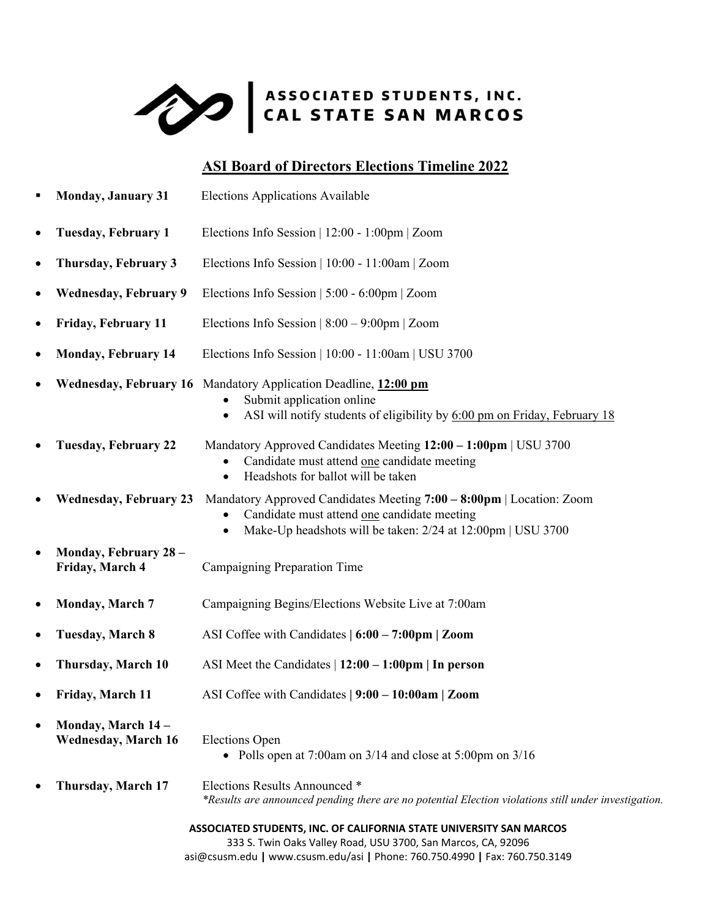ASSOCIATED STUDENTS, INC.
CAL STATE SAN MARCOS

## ASI Board of Directors Elections Timeline 2022

- **Monday, January 31** Elections Applications Available
- **Tuesday, February 1** Elections Info Session | 12:00 - 1:00pm | Zoom
- **Thursday, February 3** Elections Info Session | 10:00 - 11:00am | Zoom
- **Wednesday, February 9** Elections Info Session | 5:00 - 6:00pm | Zoom
- **Friday, February 11** Elections Info Session | 8:00 – 9:00pm | Zoom
- **Monday, February 14** Elections Info Session | 10:00 - 11:00am | USU 3700
- **Wednesday, February 16** Mandatory Application Deadline, **12:00 pm**
  - Submit application online
  - ASI will notify students of eligibility by 6:00 pm on Friday, February 18
- **Tuesday, February 22** Mandatory Approved Candidates Meeting **12:00 – 1:00pm** | USU 3700
  - Candidate must attend one candidate meeting
  - Headshots for ballot will be taken
- **Wednesday, February 23** Mandatory Approved Candidates Meeting **7:00 – 8:00pm** | Location: Zoom
  - Candidate must attend one candidate meeting
  - Make-Up headshots will be taken: 2/24 at 12:00pm | USU 3700
- **Monday, February 28 – Friday, March 4** Campaigning Preparation Time
- **Monday, March 7** Campaigning Begins/Elections Website Live at 7:00am
- **Tuesday, March 8** ASI Coffee with Candidates **| 6:00 – 7:00pm | Zoom**
- **Thursday, March 10** ASI Meet the Candidates | **12:00 – 1:00pm | In person**
- **Friday, March 11** ASI Coffee with Candidates **| 9:00 – 10:00am | Zoom**
- **Monday, March 14 – Wednesday, March 16** Elections Open
  - Polls open at 7:00am on 3/14 and close at 5:00pm on 3/16
- **Thursday, March 17** Elections Results Announced *

*\*Results are announced pending there are no potential Election violations still under investigation.*

**ASSOCIATED STUDENTS, INC. OF CALIFORNIA STATE UNIVERSITY SAN MARCOS**
333 S. Twin Oaks Valley Road, USU 3700, San Marcos, CA, 92096
asi@csusm.edu **|** www.csusm.edu/asi **|** Phone: 760.750.4990 **|** Fax: 760.750.3149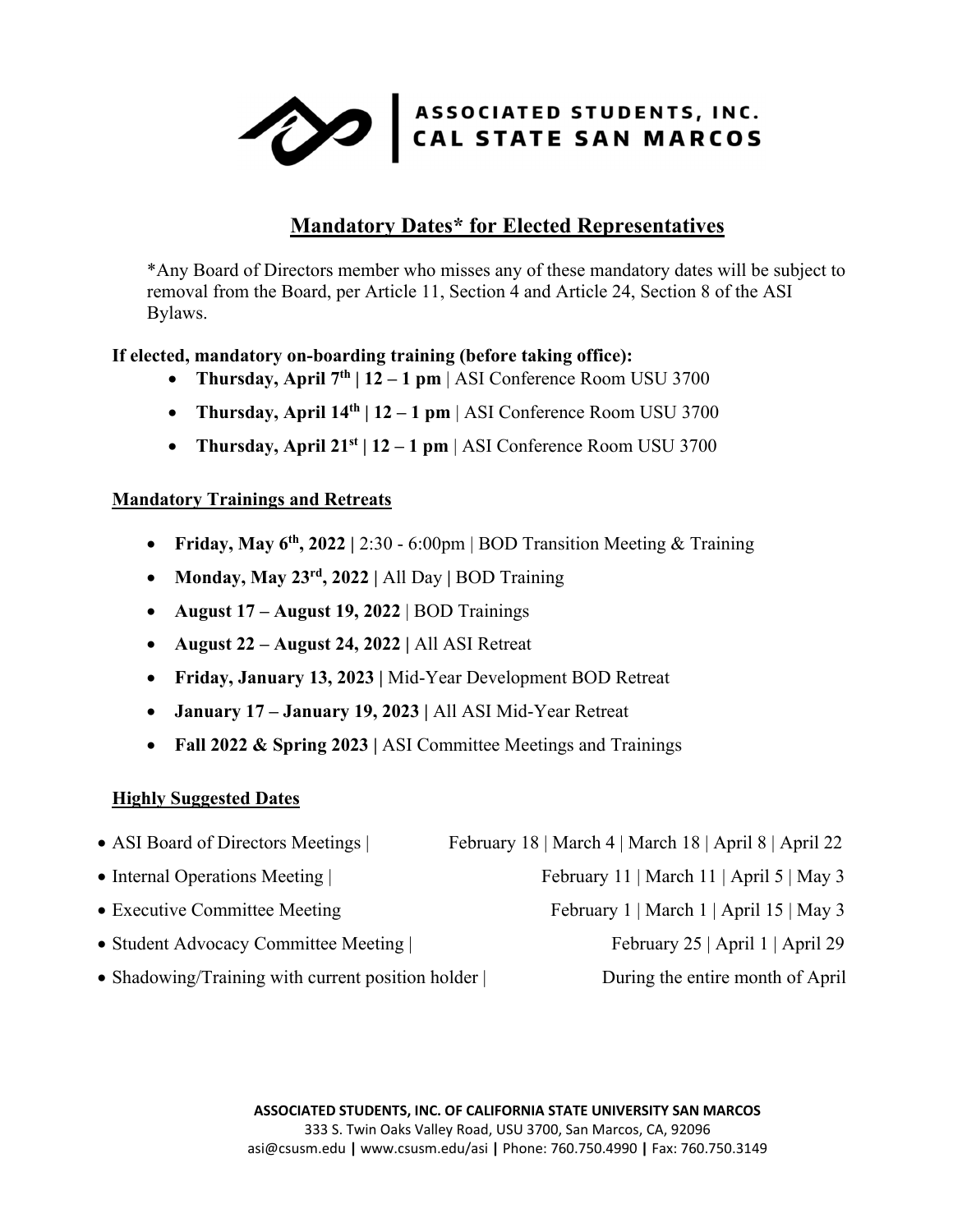ASSOCIATED STUDENTS, INC.
CAL STATE SAN MARCOS

# Mandatory Dates* for Elected Representatives

*Any Board of Directors member who misses any of these mandatory dates will be subject to removal from the Board, per Article 11, Section 4 and Article 24, Section 8 of the ASI Bylaws.

**If elected, mandatory on-boarding training (before taking office):**

- **Thursday, April 7th | 12 – 1 pm** | ASI Conference Room USU 3700
- **Thursday, April 14th | 12 – 1 pm** | ASI Conference Room USU 3700
- **Thursday, April 21st | 12 – 1 pm** | ASI Conference Room USU 3700

## Mandatory Trainings and Retreats

- **Friday, May 6th, 2022 |** 2:30 - 6:00pm | BOD Transition Meeting & Training
- **Monday, May 23rd, 2022 |** All Day **|** BOD Training
- **August 17 – August 19, 2022** | BOD Trainings
- **August 22 – August 24, 2022 |** All ASI Retreat
- **Friday, January 13, 2023 |** Mid-Year Development BOD Retreat
- **January 17 – January 19, 2023 |** All ASI Mid-Year Retreat
- **Fall 2022 & Spring 2023 |** ASI Committee Meetings and Trainings

## Highly Suggested Dates

- ASI Board of Directors Meetings | February 18 | March 4 | March 18 | April 8 | April 22
- Internal Operations Meeting | February 11 | March 11 | April 5 | May 3
- Executive Committee Meeting February 1 | March 1 | April 15 | May 3
- Student Advocacy Committee Meeting | February 25 | April 1 | April 29
- Shadowing/Training with current position holder | During the entire month of April

**ASSOCIATED STUDENTS, INC. OF CALIFORNIA STATE UNIVERSITY SAN MARCOS**
333 S. Twin Oaks Valley Road, USU 3700, San Marcos, CA, 92096
asi@csusm.edu **|** www.csusm.edu/asi **|** Phone: 760.750.4990 **|** Fax: 760.750.3149